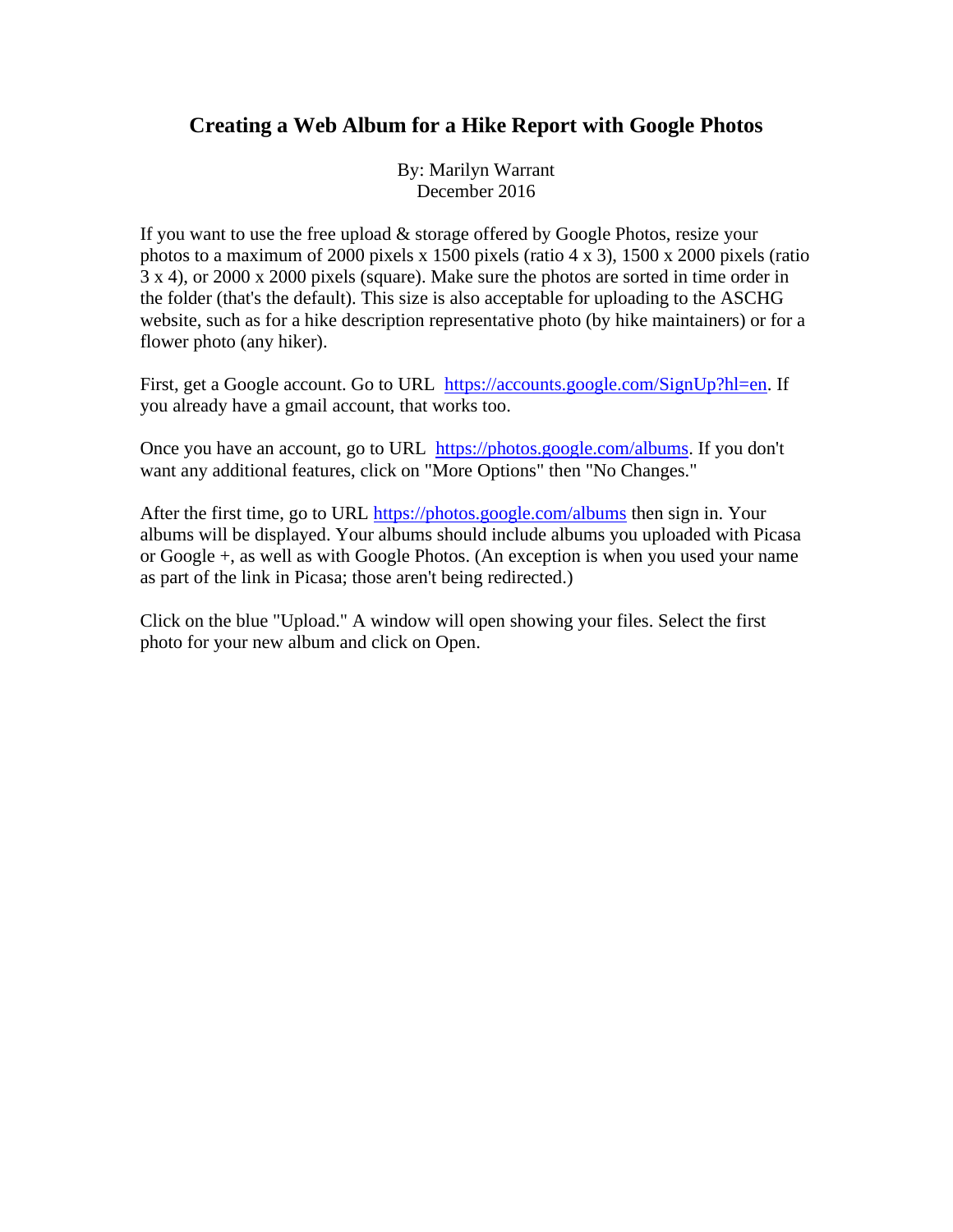# Creating a Web Album for a Hike Report with Google Photos

By: Marilyn Warrant
December 2016

If you want to use the free upload & storage offered by Google Photos, resize your photos to a maximum of 2000 pixels x 1500 pixels (ratio 4 x 3), 1500 x 2000 pixels (ratio 3 x 4), or 2000 x 2000 pixels (square). Make sure the photos are sorted in time order in the folder (that's the default). This size is also acceptable for uploading to the ASCHG website, such as for a hike description representative photo (by hike maintainers) or for a flower photo (any hiker).

First, get a Google account. Go to URL [https://accounts.google.com/SignUp?hl=en](https://accounts.google.com/SignUp?hl=en). If you already have a gmail account, that works too.

Once you have an account, go to URL [https://photos.google.com/albums](https://photos.google.com/albums). If you don't want any additional features, click on "More Options" then "No Changes."

After the first time, go to URL [https://photos.google.com/albums](https://photos.google.com/albums) then sign in. Your albums will be displayed. Your albums should include albums you uploaded with Picasa or Google +, as well as with Google Photos. (An exception is when you used your name as part of the link in Picasa; those aren't being redirected.)

Click on the blue "Upload." A window will open showing your files. Select the first photo for your new album and click on Open.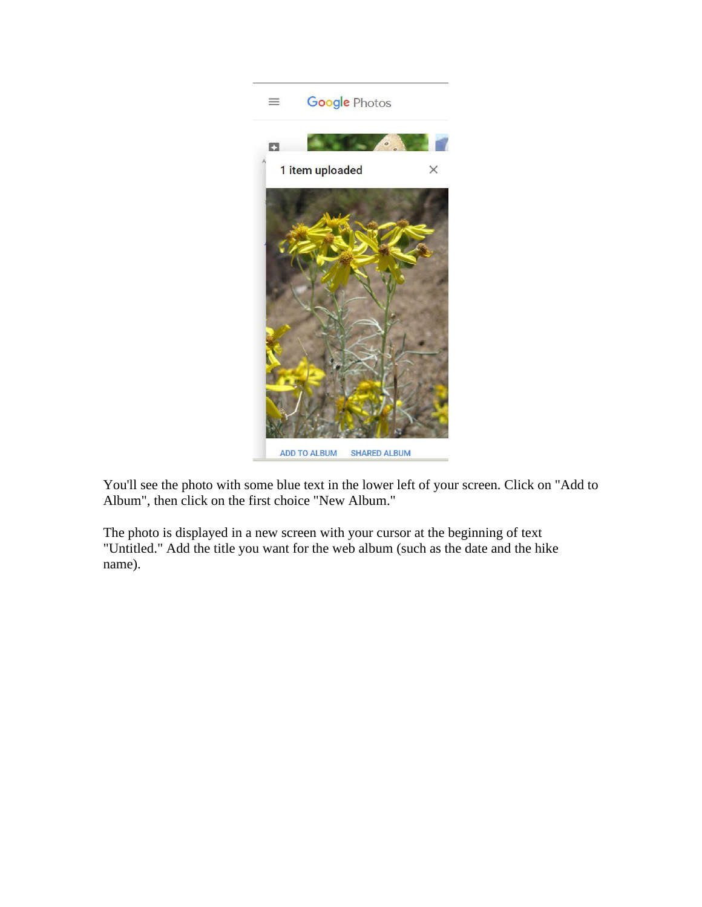You'll see the photo with some blue text in the lower left of your screen. Click on "Add to Album", then click on the first choice "New Album."

The photo is displayed in a new screen with your cursor at the beginning of text "Untitled." Add the title you want for the web album (such as the date and the hike name).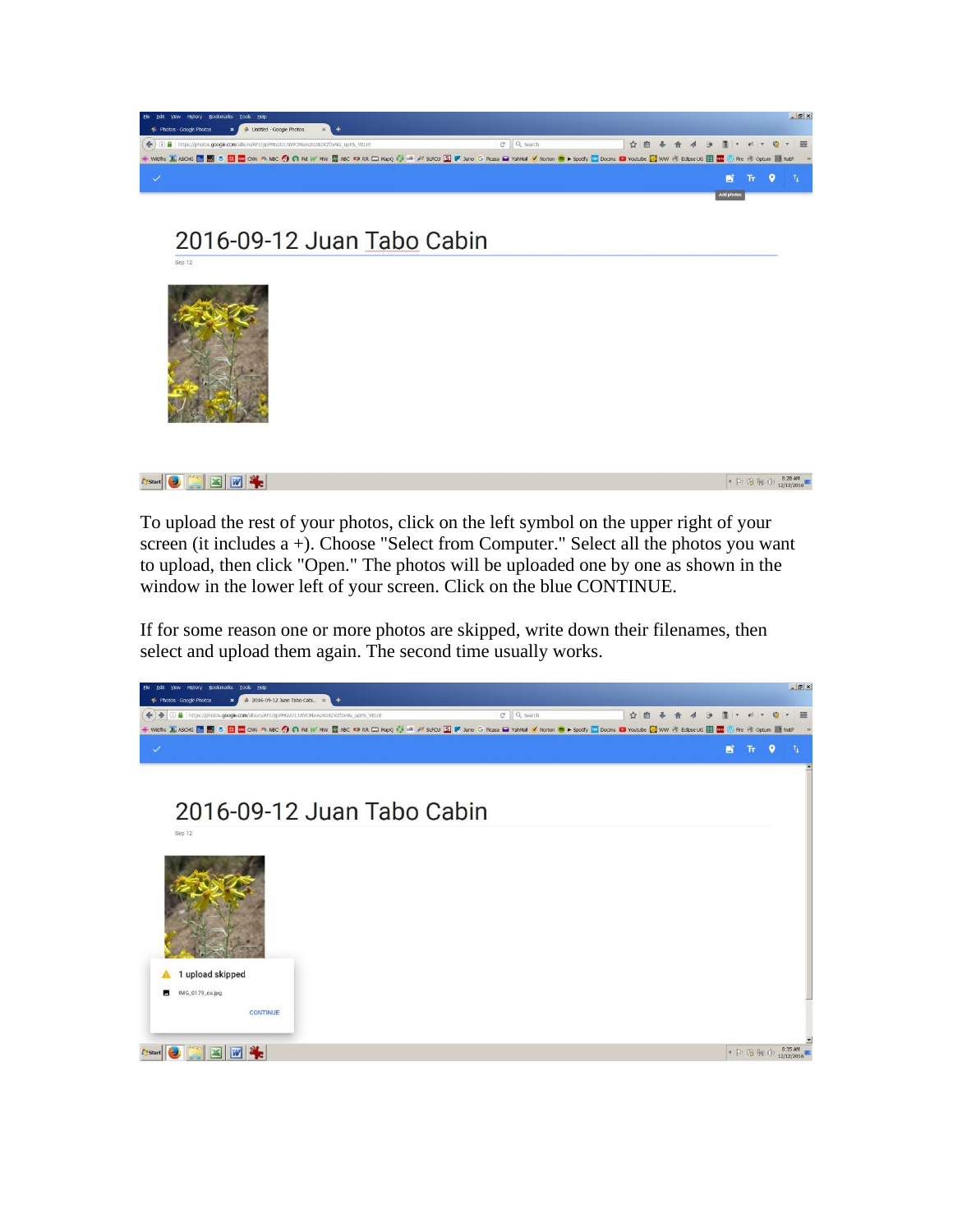To upload the rest of your photos, click on the left symbol on the upper right of your screen (it includes a +). Choose "Select from Computer." Select all the photos you want to upload, then click "Open." The photos will be uploaded one by one as shown in the window in the lower left of your screen. Click on the blue CONTINUE.

If for some reason one or more photos are skipped, write down their filenames, then select and upload them again. The second time usually works.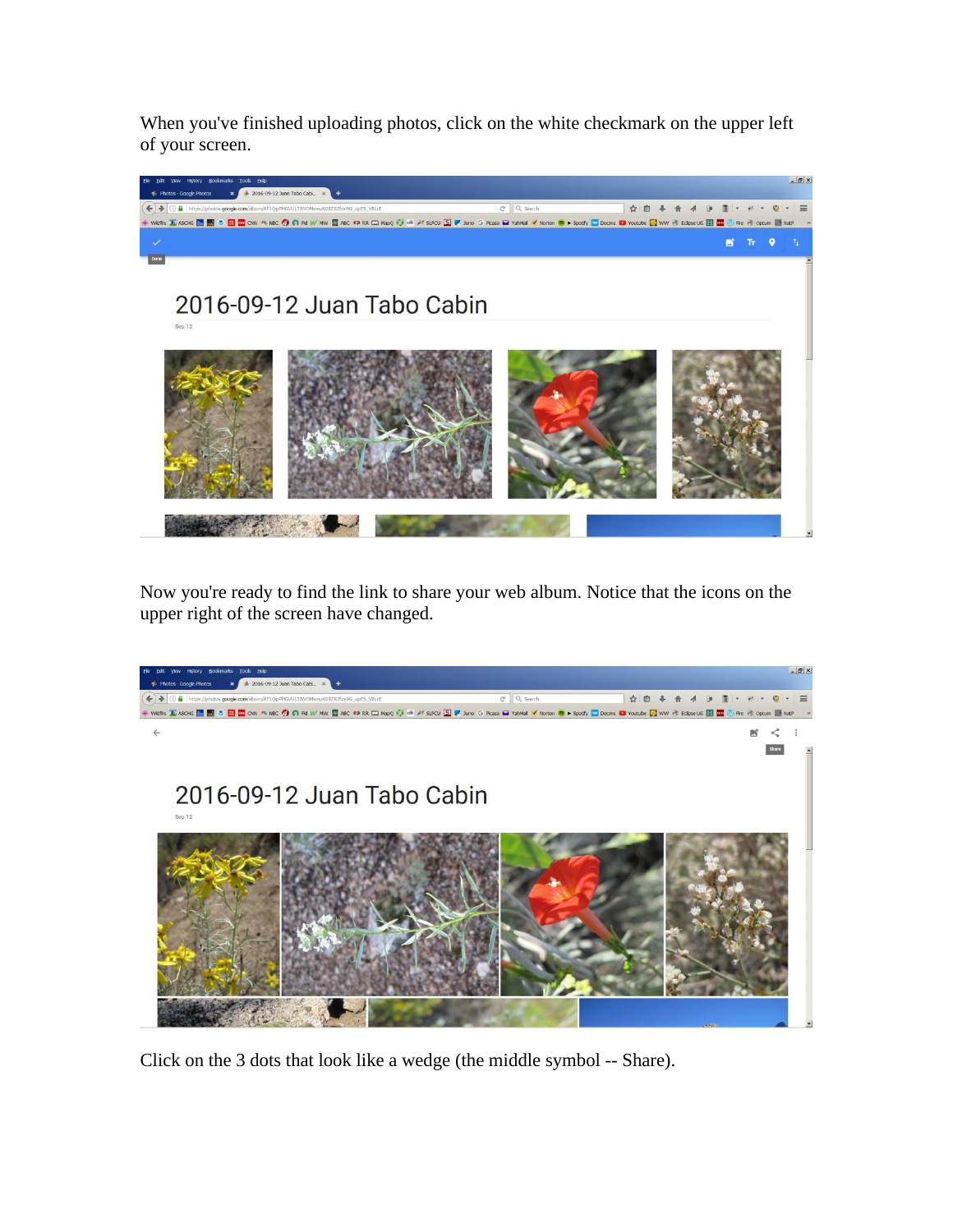When you've finished uploading photos, click on the white checkmark on the upper left of your screen.

Now you're ready to find the link to share your web album. Notice that the icons on the upper right of the screen have changed.

Click on the 3 dots that look like a wedge (the middle symbol -- Share).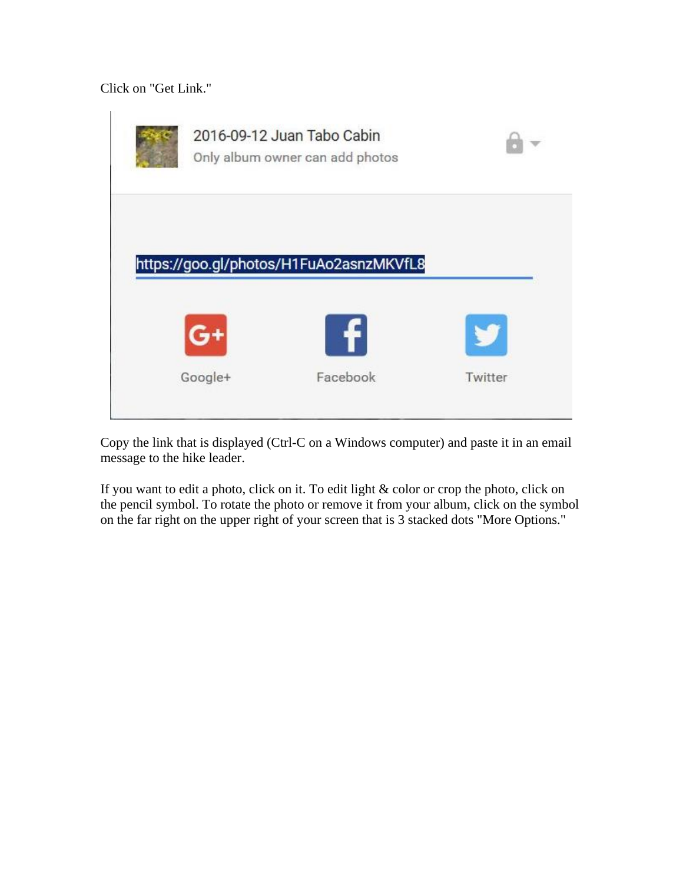Click on "Get Link."

Copy the link that is displayed (Ctrl-C on a Windows computer) and paste it in an email message to the hike leader.

If you want to edit a photo, click on it. To edit light & color or crop the photo, click on the pencil symbol. To rotate the photo or remove it from your album, click on the symbol on the far right on the upper right of your screen that is 3 stacked dots "More Options."